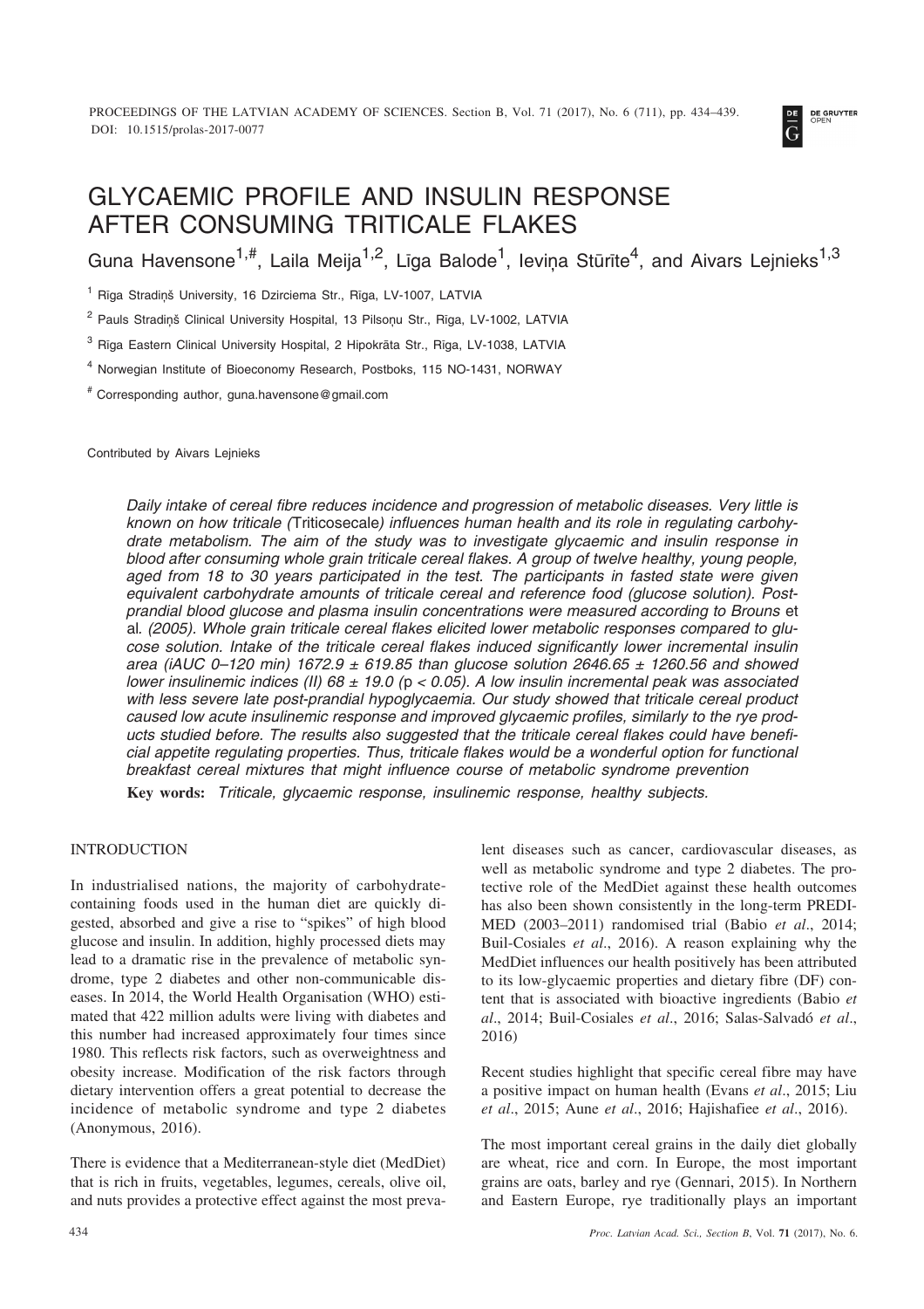# GLYCAEMIC PROFILE AND INSULIN RESPONSE AFTER CONSUMING TRITICALE FLAKES

Guna Havensone[1,#], Laila Meija[1,2], Līga Balode[1], Ieviņa Stūrīte[4], and Aivars Lejnieks[1,3]

[1] Rīga Stradiņš University, 16 Dzirciema Str., Rīga, LV-1007, LATVIA

[2] Pauls Stradiņš Clinical University Hospital, 13 Pilsoņu Str., Rīga, LV-1002, LATVIA

[3] Rīga Eastern Clinical University Hospital, 2 Hipokrāta Str., Rīga, LV-1038, LATVIA

[4] Norwegian Institute of Bioeconomy Research, Postboks, 115 NO-1431, NORWAY

[#] Corresponding author, guna.havensone@gmail.com

Contributed by Aivars Lejnieks

*Daily intake of cereal fibre reduces incidence and progression of metabolic diseases. Very little is known on how triticale (*Triticosecale*) influences human health and its role in regulating carbohydrate metabolism. The aim of the study was to investigate glycaemic and insulin response in blood after consuming whole grain triticale cereal flakes. A group of twelve healthy, young people, aged from 18 to 30 years participated in the test. The participants in fasted state were given equivalent carbohydrate amounts of triticale cereal and reference food (glucose solution). Post-prandial blood glucose and plasma insulin concentrations were measured according to Brouns* et al. *(2005). Whole grain triticale cereal flakes elicited lower metabolic responses compared to glucose solution. Intake of the triticale cereal flakes induced significantly lower incremental insulin area (iAUC 0–120 min) 1672.9 ± 619.85 than glucose solution 2646.65 ± 1260.56 and showed lower insulinemic indices (II) 68 ± 19.0 (*$p < 0.05$*). A low insulin incremental peak was associated with less severe late post-prandial hypoglycaemia. Our study showed that triticale cereal product caused low acute insulinemic response and improved glycaemic profiles, similarly to the rye products studied before. The results also suggested that the triticale cereal flakes could have beneficial appetite regulating properties. Thus, triticale flakes would be a wonderful option for functional breakfast cereal mixtures that might influence course of metabolic syndrome prevention*

**Key words:** *Triticale, glycaemic response, insulinemic response, healthy subjects.*

## INTRODUCTION

In industrialised nations, the majority of carbohydrate-containing foods used in the human diet are quickly digested, absorbed and give a rise to "spikes" of high blood glucose and insulin. In addition, highly processed diets may lead to a dramatic rise in the prevalence of metabolic syndrome, type 2 diabetes and other non-communicable diseases. In 2014, the World Health Organisation (WHO) estimated that 422 million adults were living with diabetes and this number had increased approximately four times since 1980. This reflects risk factors, such as overweightness and obesity increase. Modification of the risk factors through dietary intervention offers a great potential to decrease the incidence of metabolic syndrome and type 2 diabetes (Anonymous, 2016).

There is evidence that a Mediterranean-style diet (MedDiet) that is rich in fruits, vegetables, legumes, cereals, olive oil, and nuts provides a protective effect against the most prevalent diseases such as cancer, cardiovascular diseases, as well as metabolic syndrome and type 2 diabetes. The protective role of the MedDiet against these health outcomes has also been shown consistently in the long-term PREDIMED (2003–2011) randomised trial (Babio *et al*., 2014; Buil-Cosiales *et al*., 2016). A reason explaining why the MedDiet influences our health positively has been attributed to its low-glycaemic properties and dietary fibre (DF) content that is associated with bioactive ingredients (Babio *et al*., 2014; Buil-Cosiales *et al*., 2016; Salas-Salvadó *et al*., 2016)

Recent studies highlight that specific cereal fibre may have a positive impact on human health (Evans *et al*., 2015; Liu *et al*., 2015; Aune *et al*., 2016; Hajishafiee *et al*., 2016).

The most important cereal grains in the daily diet globally are wheat, rice and corn. In Europe, the most important grains are oats, barley and rye (Gennari, 2015). In Northern and Eastern Europe, rye traditionally plays an important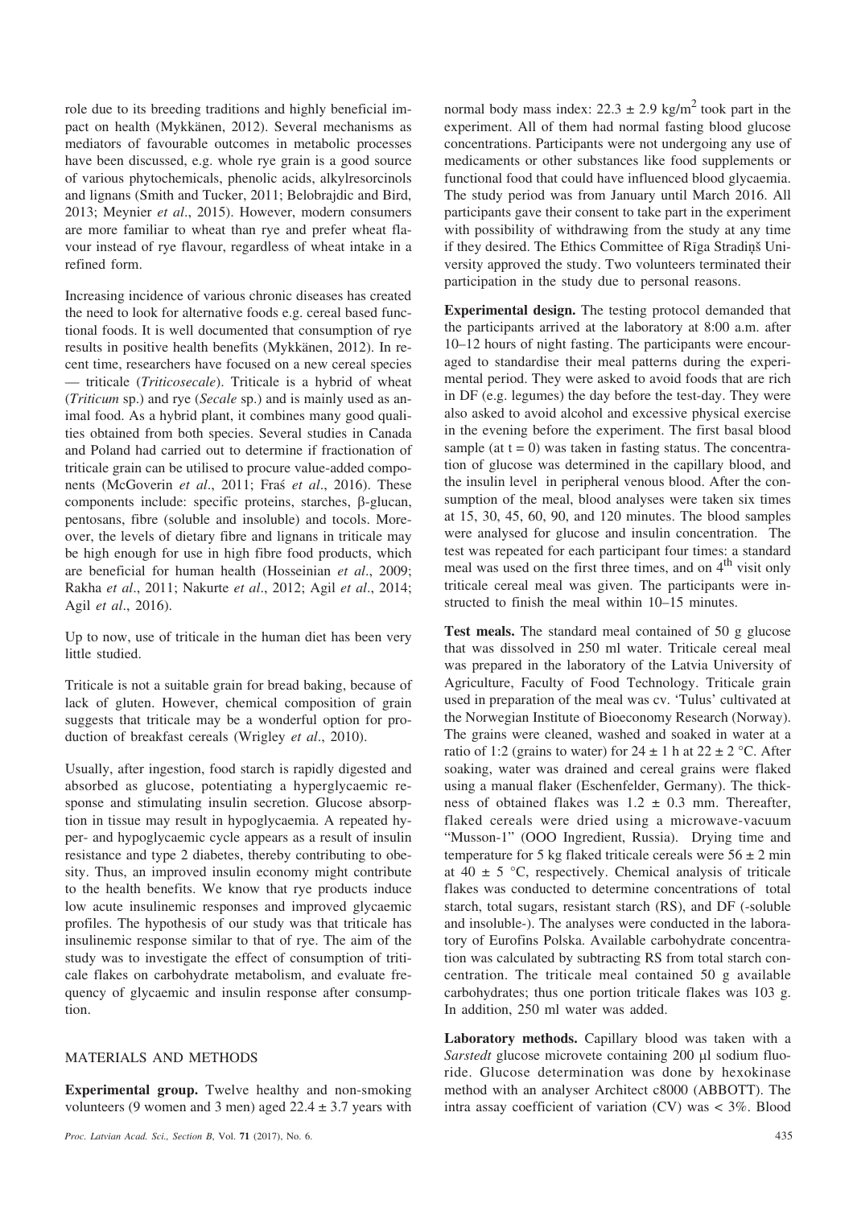role due to its breeding traditions and highly beneficial impact on health (Mykkänen, 2012). Several mechanisms as mediators of favourable outcomes in metabolic processes have been discussed, e.g. whole rye grain is a good source of various phytochemicals, phenolic acids, alkylresorcinols and lignans (Smith and Tucker, 2011; Belobrajdic and Bird, 2013; Meynier *et al*., 2015). However, modern consumers are more familiar to wheat than rye and prefer wheat flavour instead of rye flavour, regardless of wheat intake in a refined form.

Increasing incidence of various chronic diseases has created the need to look for alternative foods e.g. cereal based functional foods. It is well documented that consumption of rye results in positive health benefits (Mykkänen, 2012). In recent time, researchers have focused on a new cereal species — triticale (*Triticosecale*). Triticale is a hybrid of wheat (*Triticum* sp.) and rye (*Secale* sp.) and is mainly used as animal food. As a hybrid plant, it combines many good qualities obtained from both species. Several studies in Canada and Poland had carried out to determine if fractionation of triticale grain can be utilised to procure value-added components (McGoverin *et al*., 2011; Fraś *et al*., 2016). These components include: specific proteins, starches, β-glucan, pentosans, fibre (soluble and insoluble) and tocols. Moreover, the levels of dietary fibre and lignans in triticale may be high enough for use in high fibre food products, which are beneficial for human health (Hosseinian *et al*., 2009; Rakha *et al*., 2011; Nakurte *et al*., 2012; Agil *et al*., 2014; Agil *et al*., 2016).

Up to now, use of triticale in the human diet has been very little studied.

Triticale is not a suitable grain for bread baking, because of lack of gluten. However, chemical composition of grain suggests that triticale may be a wonderful option for production of breakfast cereals (Wrigley *et al*., 2010).

Usually, after ingestion, food starch is rapidly digested and absorbed as glucose, potentiating a hyperglycaemic response and stimulating insulin secretion. Glucose absorption in tissue may result in hypoglycaemia. A repeated hyper- and hypoglycaemic cycle appears as a result of insulin resistance and type 2 diabetes, thereby contributing to obesity. Thus, an improved insulin economy might contribute to the health benefits. We know that rye products induce low acute insulinemic responses and improved glycaemic profiles. The hypothesis of our study was that triticale has insulinemic response similar to that of rye. The aim of the study was to investigate the effect of consumption of triticale flakes on carbohydrate metabolism, and evaluate frequency of glycaemic and insulin response after consumption.

## MATERIALS AND METHODS

**Experimental group.** Twelve healthy and non-smoking volunteers (9 women and 3 men) aged $22.4 \pm 3.7$ years with normal body mass index: $22.3 \pm 2.9$ kg/m$^2$ took part in the experiment. All of them had normal fasting blood glucose concentrations. Participants were not undergoing any use of medicaments or other substances like food supplements or functional food that could have influenced blood glycaemia. The study period was from January until March 2016. All participants gave their consent to take part in the experiment with possibility of withdrawing from the study at any time if they desired. The Ethics Committee of Rīga Stradiņš University approved the study. Two volunteers terminated their participation in the study due to personal reasons.

**Experimental design.** The testing protocol demanded that the participants arrived at the laboratory at 8:00 a.m. after 10–12 hours of night fasting. The participants were encouraged to standardise their meal patterns during the experimental period. They were asked to avoid foods that are rich in DF (e.g. legumes) the day before the test-day. They were also asked to avoid alcohol and excessive physical exercise in the evening before the experiment. The first basal blood sample (at $t = 0$) was taken in fasting status. The concentration of glucose was determined in the capillary blood, and the insulin level in peripheral venous blood. After the consumption of the meal, blood analyses were taken six times at 15, 30, 45, 60, 90, and 120 minutes. The blood samples were analysed for glucose and insulin concentration. The test was repeated for each participant four times: a standard meal was used on the first three times, and on 4$^{\text{th}}$ visit only triticale cereal meal was given. The participants were instructed to finish the meal within 10–15 minutes.

**Test meals.** The standard meal contained of 50 g glucose that was dissolved in 250 ml water. Triticale cereal meal was prepared in the laboratory of the Latvia University of Agriculture, Faculty of Food Technology. Triticale grain used in preparation of the meal was cv. 'Tulus' cultivated at the Norwegian Institute of Bioeconomy Research (Norway). The grains were cleaned, washed and soaked in water at a ratio of 1:2 (grains to water) for $24 \pm 1$ h at $22 \pm 2$ °C. After soaking, water was drained and cereal grains were flaked using a manual flaker (Eschenfelder, Germany). The thickness of obtained flakes was $1.2 \pm 0.3$ mm. Thereafter, flaked cereals were dried using a microwave-vacuum "Musson-1" (OOO Ingredient, Russia). Drying time and temperature for 5 kg flaked triticale cereals were $56 \pm 2$ min at $40 \pm 5$ °C, respectively. Chemical analysis of triticale flakes was conducted to determine concentrations of total starch, total sugars, resistant starch (RS), and DF (-soluble and insoluble-). The analyses were conducted in the laboratory of Eurofins Polska. Available carbohydrate concentration was calculated by subtracting RS from total starch concentration. The triticale meal contained 50 g available carbohydrates; thus one portion triticale flakes was 103 g. In addition, 250 ml water was added.

**Laboratory methods.** Capillary blood was taken with a *Sarstedt* glucose microvete containing 200 μl sodium fluoride. Glucose determination was done by hexokinase method with an analyser Architect c8000 (ABBOTT). The intra assay coefficient of variation (CV) was < 3%. Blood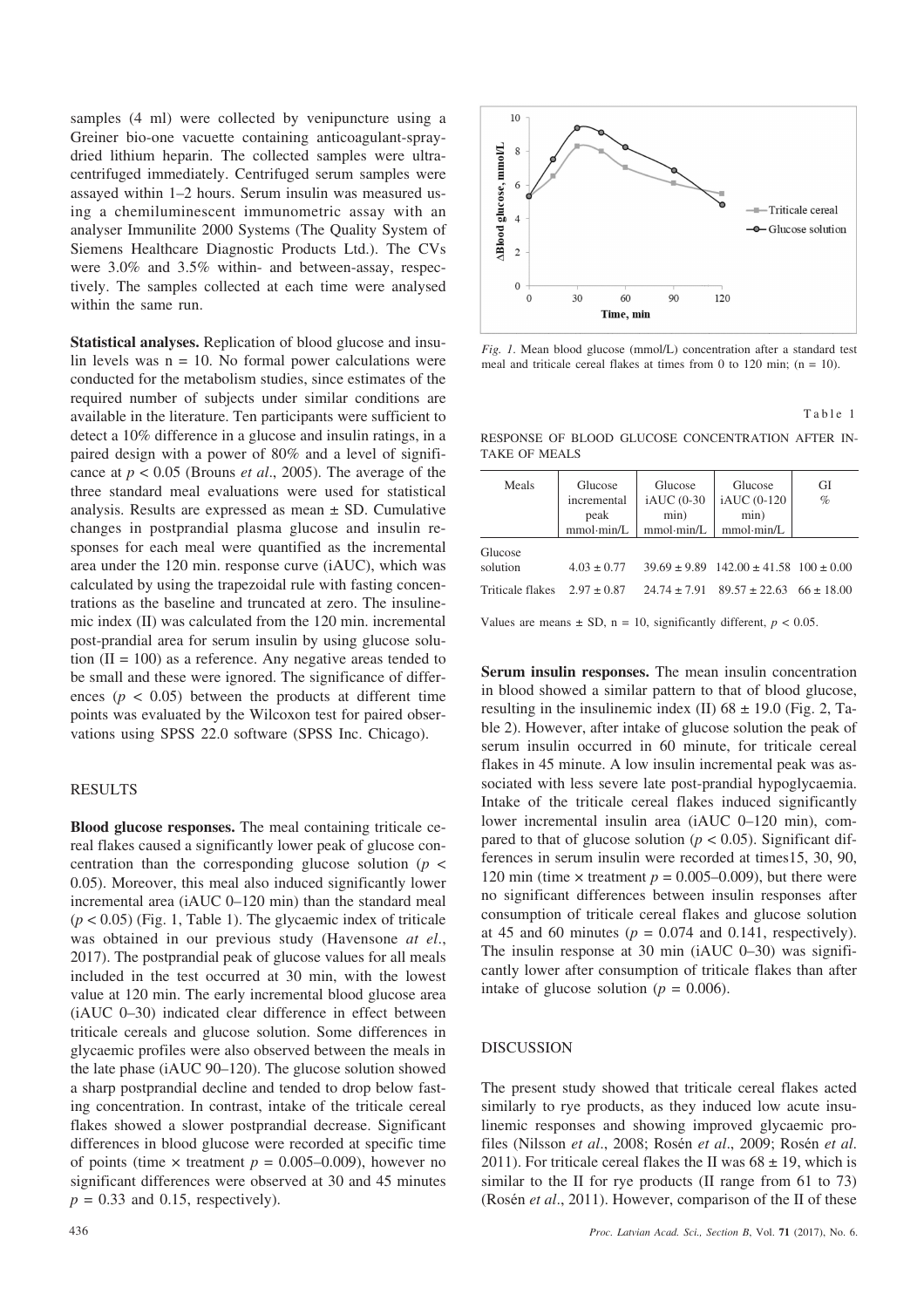samples (4 ml) were collected by venipuncture using a Greiner bio-one vacuette containing anticoagulant-spray-dried lithium heparin. The collected samples were ultracentrifuged immediately. Centrifuged serum samples were assayed within 1–2 hours. Serum insulin was measured using a chemiluminescent immunometric assay with an analyser Immunilite 2000 Systems (The Quality System of Siemens Healthcare Diagnostic Products Ltd.). The CVs were 3.0% and 3.5% within- and between-assay, respectively. The samples collected at each time were analysed within the same run.

**Statistical analyses.** Replication of blood glucose and insulin levels was n = 10. No formal power calculations were conducted for the metabolism studies, since estimates of the required number of subjects under similar conditions are available in the literature. Ten participants were sufficient to detect a 10% difference in a glucose and insulin ratings, in a paired design with a power of 80% and a level of significance at $p < 0.05$ (Brouns *et al*., 2005). The average of the three standard meal evaluations were used for statistical analysis. Results are expressed as mean ± SD. Cumulative changes in postprandial plasma glucose and insulin responses for each meal were quantified as the incremental area under the 120 min. response curve (iAUC), which was calculated by using the trapezoidal rule with fasting concentrations as the baseline and truncated at zero. The insulinemic index (II) was calculated from the 120 min. incremental post-prandial area for serum insulin by using glucose solution (II = 100) as a reference. Any negative areas tended to be small and these were ignored. The significance of differences ($p < 0.05$) between the products at different time points was evaluated by the Wilcoxon test for paired observations using SPSS 22.0 software (SPSS Inc. Chicago).

## RESULTS

**Blood glucose responses.** The meal containing triticale cereal flakes caused a significantly lower peak of glucose concentration than the corresponding glucose solution ($p < 0.05$). Moreover, this meal also induced significantly lower incremental area (iAUC 0–120 min) than the standard meal ($p < 0.05$) (Fig. 1, Table 1). The glycaemic index of triticale was obtained in our previous study (Havensone *at el*., 2017). The postprandial peak of glucose values for all meals included in the test occurred at 30 min, with the lowest value at 120 min. The early incremental blood glucose area (iAUC 0–30) indicated clear difference in effect between triticale cereals and glucose solution. Some differences in glycaemic profiles were also observed between the meals in the late phase (iAUC 90–120). The glucose solution showed a sharp postprandial decline and tended to drop below fasting concentration. In contrast, intake of the triticale cereal flakes showed a slower postprandial decrease. Significant differences in blood glucose were recorded at specific time of points (time × treatment $p = 0.005$–$0.009$), however no significant differences were observed at 30 and 45 minutes $p = 0.33$ and 0.15, respectively).

*Fig. 1.* Mean blood glucose (mmol/L) concentration after a standard test meal and triticale cereal flakes at times from 0 to 120 min; (n = 10).

Table 1

RESPONSE OF BLOOD GLUCOSE CONCENTRATION AFTER INTAKE OF MEALS

| Meals | Glucose incremental peak mmol·min/L | Glucose iAUC (0-30 min) mmol·min/L | Glucose iAUC (0-120 min) mmol·min/L | GI % |
|---|---|---|---|---|
| Glucose solution | 4.03 ± 0.77 | 39.69 ± 9.89 | 142.00 ± 41.58 | 100 ± 0.00 |
| Triticale flakes | 2.97 ± 0.87 | 24.74 ± 7.91 | 89.57 ± 22.63 | 66 ± 18.00 |

Values are means ± SD, n = 10, significantly different, $p < 0.05$.

**Serum insulin responses.** The mean insulin concentration in blood showed a similar pattern to that of blood glucose, resulting in the insulinemic index (II) 68 ± 19.0 (Fig. 2, Table 2). However, after intake of glucose solution the peak of serum insulin occurred in 60 minute, for triticale cereal flakes in 45 minute. A low insulin incremental peak was associated with less severe late post-prandial hypoglycaemia. Intake of the triticale cereal flakes induced significantly lower incremental insulin area (iAUC 0–120 min), compared to that of glucose solution ($p < 0.05$). Significant differences in serum insulin were recorded at times15, 30, 90, 120 min (time × treatment $p = 0.005$–$0.009$), but there were no significant differences between insulin responses after consumption of triticale cereal flakes and glucose solution at 45 and 60 minutes ($p = 0.074$ and 0.141, respectively). The insulin response at 30 min (iAUC 0–30) was significantly lower after consumption of triticale flakes than after intake of glucose solution ($p = 0.006$).

## DISCUSSION

The present study showed that triticale cereal flakes acted similarly to rye products, as they induced low acute insulinemic responses and showing improved glycaemic profiles (Nilsson *et al*., 2008; Rosén *et al*., 2009; Rosén *et al*. 2011). For triticale cereal flakes the II was 68 ± 19, which is similar to the II for rye products (II range from 61 to 73) (Rosén *et al*., 2011). However, comparison of the II of these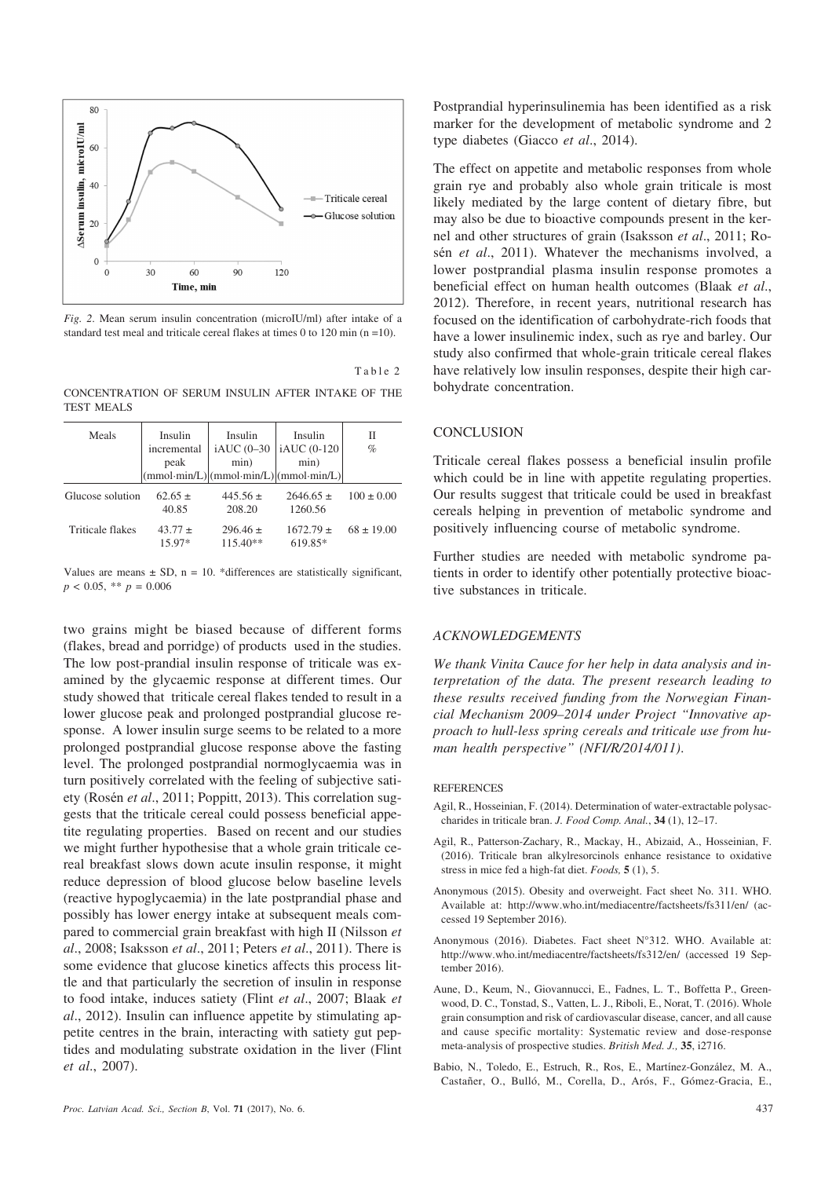*Fig. 2*. Mean serum insulin concentration (microIU/ml) after intake of a standard test meal and triticale cereal flakes at times 0 to 120 min (n =10).

Table 2

CONCENTRATION OF SERUM INSULIN AFTER INTAKE OF THE TEST MEALS

| Meals | Insulin incremental peak (mmol·min/L) | Insulin iAUC (0–30 min) (mmol·min/L) | Insulin iAUC (0-120 min) (mmol·min/L) | II % |
|---|---|---|---|---|
| Glucose solution | 62.65 ± 40.85 | 445.56 ± 208.20 | 2646.65 ± 1260.56 | 100 ± 0.00 |
| Triticale flakes | 43.77 ± 15.97* | 296.46 ± 115.40** | 1672.79 ± 619.85* | 68 ± 19.00 |

Values are means ± SD, n = 10. *differences are statistically significant, $p < 0.05$, ** $p = 0.006$

two grains might be biased because of different forms (flakes, bread and porridge) of products used in the studies. The low post-prandial insulin response of triticale was examined by the glycaemic response at different times. Our study showed that triticale cereal flakes tended to result in a lower glucose peak and prolonged postprandial glucose response. A lower insulin surge seems to be related to a more prolonged postprandial glucose response above the fasting level. The prolonged postprandial normoglycaemia was in turn positively correlated with the feeling of subjective satiety (Rosén *et al*., 2011; Poppitt, 2013). This correlation suggests that the triticale cereal could possess beneficial appetite regulating properties. Based on recent and our studies we might further hypothesise that a whole grain triticale cereal breakfast slows down acute insulin response, it might reduce depression of blood glucose below baseline levels (reactive hypoglycaemia) in the late postprandial phase and possibly has lower energy intake at subsequent meals compared to commercial grain breakfast with high II (Nilsson *et al*., 2008; Isaksson *et al*., 2011; Peters *et al*., 2011). There is some evidence that glucose kinetics affects this process little and that particularly the secretion of insulin in response to food intake, induces satiety (Flint *et al*., 2007; Blaak *et al*., 2012). Insulin can influence appetite by stimulating appetite centres in the brain, interacting with satiety gut peptides and modulating substrate oxidation in the liver (Flint *et al*., 2007).

Postprandial hyperinsulinemia has been identified as a risk marker for the development of metabolic syndrome and 2 type diabetes (Giacco *et al*., 2014).

The effect on appetite and metabolic responses from whole grain rye and probably also whole grain triticale is most likely mediated by the large content of dietary fibre, but may also be due to bioactive compounds present in the kernel and other structures of grain (Isaksson *et al*., 2011; Rosén *et al*., 2011). Whatever the mechanisms involved, a lower postprandial plasma insulin response promotes a beneficial effect on human health outcomes (Blaak *et al*., 2012). Therefore, in recent years, nutritional research has focused on the identification of carbohydrate-rich foods that have a lower insulinemic index, such as rye and barley. Our study also confirmed that whole-grain triticale cereal flakes have relatively low insulin responses, despite their high carbohydrate concentration.

## CONCLUSION

Triticale cereal flakes possess a beneficial insulin profile which could be in line with appetite regulating properties. Our results suggest that triticale could be used in breakfast cereals helping in prevention of metabolic syndrome and positively influencing course of metabolic syndrome.

Further studies are needed with metabolic syndrome patients in order to identify other potentially protective bioactive substances in triticale.

## *ACKNOWLEDGEMENTS*

*We thank Vinita Cauce for her help in data analysis and interpretation of the data. The present research leading to these results received funding from the Norwegian Financial Mechanism 2009–2014 under Project "Innovative approach to hull-less spring cereals and triticale use from human health perspective" (NFI/R/2014/011).*

## REFERENCES

Agil, R., Hosseinian, F. (2014). Determination of water-extractable polysaccharides in triticale bran. *J. Food Comp. Anal.*, **34** (1), 12–17.

Agil, R., Patterson-Zachary, R., Mackay, H., Abizaid, A., Hosseinian, F. (2016). Triticale bran alkylresorcinols enhance resistance to oxidative stress in mice fed a high-fat diet. *Foods,* **5** (1), 5.

Anonymous (2015). Obesity and overweight. Fact sheet No. 311. WHO. Available at: http://www.who.int/mediacentre/factsheets/fs311/en/ (accessed 19 September 2016).

Anonymous (2016). Diabetes. Fact sheet N°312. WHO. Available at: http://www.who.int/mediacentre/factsheets/fs312/en/ (accessed 19 September 2016).

Aune, D., Keum, N., Giovannucci, E., Fadnes, L. T., Boffetta P., Greenwood, D. C., Tonstad, S., Vatten, L. J., Riboli, E., Norat, T. (2016). Whole grain consumption and risk of cardiovascular disease, cancer, and all cause and cause specific mortality: Systematic review and dose-response meta-analysis of prospective studies. *British Med. J.,* **35**, i2716.

Babio, N., Toledo, E., Estruch, R., Ros, E., Martínez-González, M. A., Castañer, O., Bulló, M., Corella, D., Arós, F., Gómez-Gracia, E.,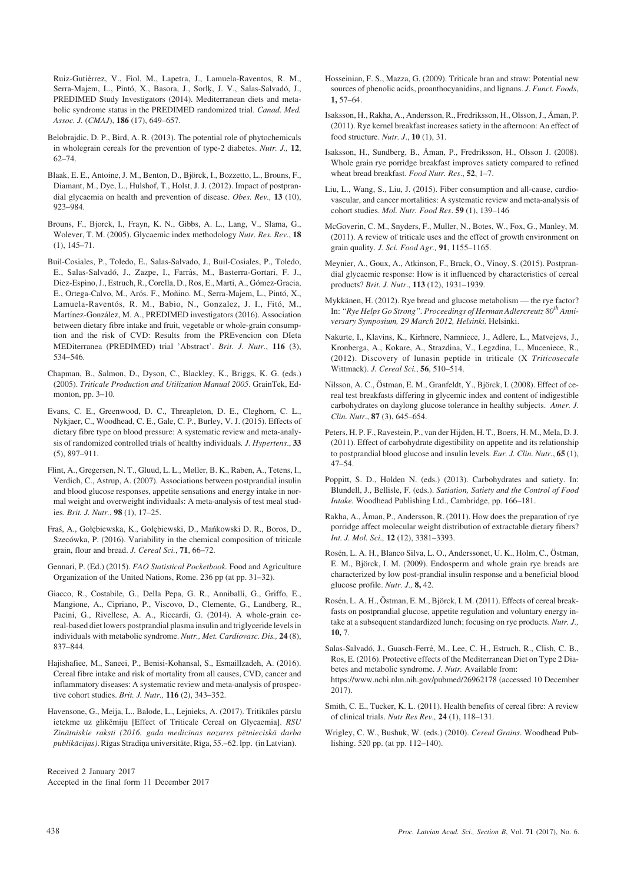Ruiz-Gutiérrez, V., Fiol, M., Lapetra, J., Lamuela-Raventos, R. M., Serra-Majem, L., Pintó, X., Basora, J., Sorlķ, J. V., Salas-Salvadó, J., PREDIMED Study Investigators (2014). Mediterranean diets and metabolic syndrome status in the PREDIMED randomized trial. *Canad. Med. Assoc. J.* (*CMAJ*), **186** (17), 649–657.

Belobrajdic, D. P., Bird, A. R. (2013). The potential role of phytochemicals in wholegrain cereals for the prevention of type-2 diabetes. *Nutr. J.,* **12**, 62–74.

Blaak, E. E., Antoine, J. M., Benton, D., Björck, I., Bozzetto, L., Brouns, F., Diamant, M., Dye, L., Hulshof, T., Holst, J. J. (2012). Impact of postprandial glycaemia on health and prevention of disease. *Obes. Rev.,* **13** (10), 923–984.

Brouns, F., Bjorck, I., Frayn, K. N., Gibbs, A. L., Lang, V., Slama, G., Wolever, T. M. (2005). Glycaemic index methodology *Nutr. Res. Rev.*, **18** (1), 145–71.

Buil-Cosiales, P., Toledo, E., Salas-Salvado, J., Buil-Cosiales, P., Toledo, E., Salas-Salvadó, J., Zazpe, I., Farràs, M., Basterra-Gortari, F. J., Diez-Espino, J., Estruch, R., Corella, D., Ros, E., Marti, A., Gómez-Gracia, E., Ortega-Calvo, M., Arós. F., Moñino. M., Serra-Majem, L., Pintó, X., Lamuela-Raventós, R. M., Babio, N., Gonzalez, J. I., Fitó, M., Martínez-González, M. A., PREDIMED investigators (2016). Association between dietary fibre intake and fruit, vegetable or whole-grain consumption and the risk of CVD: Results from the PREvencion con DIeta MEDiterranea (PREDIMED) trial 'Abstract'. *Brit. J. Nutr.*, **116** (3), 534–546.

Chapman, B., Salmon, D., Dyson, C., Blackley, K., Briggs, K. G. (eds.) (2005). *Triticale Production and Utilization Manual 2005*. GrainTek, Edmonton, pp. 3–10.

Evans, C. E., Greenwood, D. C., Threapleton, D. E., Cleghorn, C. L., Nykjaer, C., Woodhead, C. E., Gale, C. P., Burley, V. J. (2015). Effects of dietary fibre type on blood pressure: A systematic review and meta-analysis of randomized controlled trials of healthy individuals. *J. Hypertens*., **33** (5), 897–911.

Flint, A., Gregersen, N. T., Gluud, L. L., Møller, B. K., Raben, A., Tetens, I., Verdich, C., Astrup, A. (2007). Associations between postprandial insulin and blood glucose responses, appetite sensations and energy intake in normal weight and overweight individuals: A meta-analysis of test meal studies. *Brit. J. Nutr.*, **98** (1), 17–25.

Fraś, A., Gołębiewska, K., Gołębiewski, D., Mańkowski D. R., Boros, D., Szecówka, P. (2016). Variability in the chemical composition of triticale grain, flour and bread. *J. Cereal Sci.*, **71**, 66–72.

Gennari, P. (Ed.) (2015). *FAO Statistical Pocketbook.* Food and Agriculture Organization of the United Nations, Rome. 236 pp (at pp. 31–32).

Giacco, R., Costabile, G., Della Pepa, G. R., Anniballi, G., Griffo, E., Mangione, A., Cipriano, P., Viscovo, D., Clemente, G., Landberg, R., Pacini, G., Rivellese, A. A., Riccardi, G. (2014). A whole-grain cereal-based diet lowers postprandial plasma insulin and triglyceride levels in individuals with metabolic syndrome. *Nutr., Met. Cardiovasc. Dis.,* **24** (8), 837–844.

Hajishafiee, M., Saneei, P., Benisi-Kohansal, S., Esmaillzadeh, A. (2016). Cereal fibre intake and risk of mortality from all causes, CVD, cancer and inflammatory diseases: A systematic review and meta-analysis of prospective cohort studies. *Brit. J. Nutr.,* **116** (2), 343–352.

Havensone, G., Meija, L., Balode, L., Lejnieks, A. (2017). Tritikāles pārslu ietekme uz glikēmiju [Effect of Triticale Cereal on Glycaemia]. *RSU Zinātniskie raksti (2016. gada medicīnas nozares pētnieciskā darba publikācijas)*. Rīgas Stradiņa universitāte, Rīga, 55.–62. lpp. (in Latvian).

Received 2 January 2017
Accepted in the final form 11 December 2017

Hosseinian, F. S., Mazza, G. (2009). Triticale bran and straw: Potential new sources of phenolic acids, proanthocyanidins, and lignans. *J. Funct. Foods*, **1,** 57–64.

Isaksson, H., Rakha, A., Andersson, R., Fredriksson, H., Olsson, J., Åman, P. (2011). Rye kernel breakfast increases satiety in the afternoon: An effect of food structure. *Nutr. J*., **10** (1), 31.

Isaksson, H., Sundberg, B., Åman, P., Fredriksson, H., Olsson J. (2008). Whole grain rye porridge breakfast improves satiety compared to refined wheat bread breakfast. *Food Nutr. Res*., **52**, 1–7.

Liu, L., Wang, S., Liu, J. (2015). Fiber consumption and all-cause, cardiovascular, and cancer mortalities: A systematic review and meta-analysis of cohort studies. *Mol. Nutr. Food Res*. **59** (1), 139–146

McGoverin, C. M., Snyders, F., Muller, N., Botes, W., Fox, G., Manley, M. (2011). A review of triticale uses and the effect of growth environment on grain quality. *J. Sci. Food Agr.,* **91**, 1155–1165.

Meynier, A., Goux, A., Atkinson, F., Brack, O., Vinoy, S. (2015). Postprandial glycaemic response: How is it influenced by characteristics of cereal products? *Brit. J. Nutr*., **113** (12), 1931–1939.

Mykkänen, H. (2012). Rye bread and glucose metabolism — the rye factor? In: *"Rye Helps Go Strong". Proceedings of Herman Adlercreutz 80*$^{th}$ *Anniversary Symposium, 29 March 2012, Helsinki.* Helsinki.

Nakurte, I., Klavins, K., Kirhnere, Namniece, J., Adlere, L., Matvejevs, J., Kronberga, A., Kokare, A., Strazdina, V., Legzdina, L., Muceniece, R., (2012). Discovery of lunasin peptide in triticale (X *Triticosecale* Wittmack). *J. Cereal Sci.*, **56**, 510–514.

Nilsson, A. C., Östman, E. M., Granfeldt, Y., Björck, I. (2008). Effect of cereal test breakfasts differing in glycemic index and content of indigestible carbohydrates on daylong glucose tolerance in healthy subjects. *Amer. J. Clin. Nutr*., **87** (3), 645–654.

Peters, H. P. F., Ravestein, P., van der Hijden, H. T., Boers, H. M., Mela, D. J. (2011). Effect of carbohydrate digestibility on appetite and its relationship to postprandial blood glucose and insulin levels. *Eur. J. Clin. Nutr.*, **65** (1), 47–54.

Poppitt, S. D., Holden N. (eds.) (2013). Carbohydrates and satiety. In: Blundell, J., Bellisle, F. (eds.). *Satiation, Satiety and the Control of Food Intake.* Woodhead Publishing Ltd., Cambridge, pp. 166–181.

Rakha, A., Åman, P., Andersson, R. (2011). How does the preparation of rye porridge affect molecular weight distribution of extractable dietary fibers? *Int. J. Mol. Sci.,* **12** (12), 3381–3393.

Rosén, L. A. H., Blanco Silva, L. O., Anderssonet, U. K., Holm, C., Östman, E. M., Björck, I. M. (2009). Endosperm and whole grain rye breads are characterized by low post-prandial insulin response and a beneficial blood glucose profile. *Nutr. J.,* **8,** 42.

Rosén, L. A. H., Östman, E. M., Björck, I. M. (2011). Effects of cereal breakfasts on postprandial glucose, appetite regulation and voluntary energy intake at a subsequent standardized lunch; focusing on rye products. *Nutr. J.,* **10,** 7.

Salas-Salvadó, J., Guasch-Ferré, M., Lee, C. H., Estruch, R., Clish, C. B., Ros, E. (2016). Protective effects of the Mediterranean Diet on Type 2 Diabetes and metabolic syndrome. *J. Nutr.* Available from: https://www.ncbi.nlm.nih.gov/pubmed/26962178 (accessed 10 December 2017).

Smith, C. E., Tucker, K. L. (2011). Health benefits of cereal fibre: A review of clinical trials. *Nutr Res Rev.,* **24** (1), 118–131.

Wrigley, C. W., Bushuk, W. (eds.) (2010). *Cereal Grains*. Woodhead Publishing. 520 pp. (at pp. 112–140).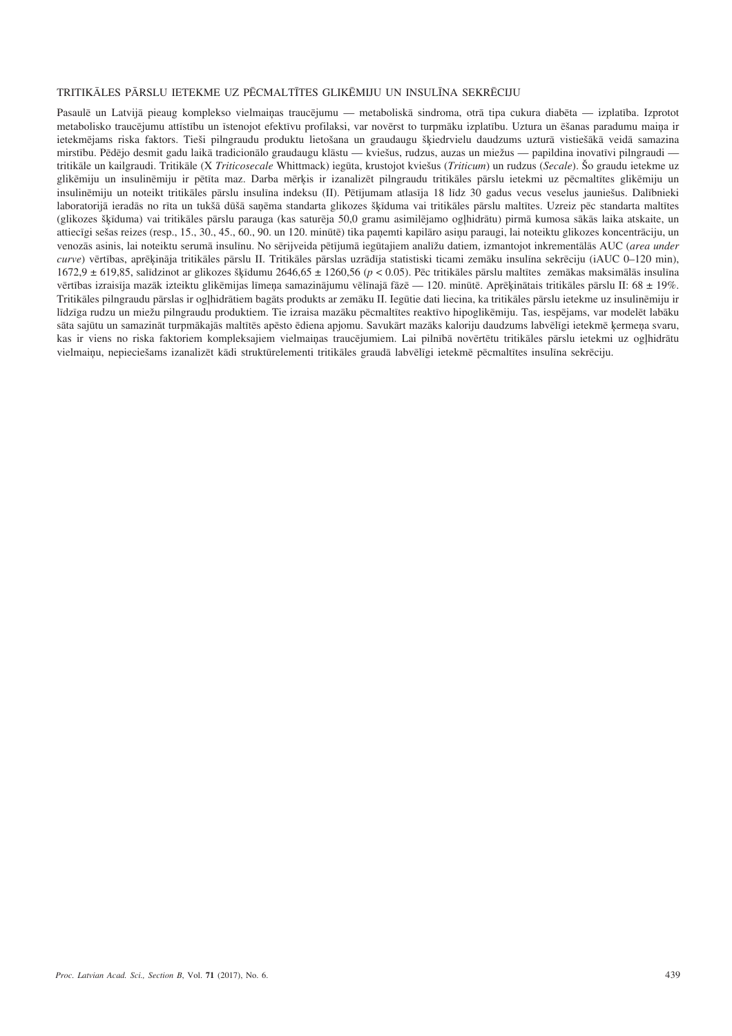## TRITIKĀLES PĀRSLU IETEKME UZ PĒCMALTĪTES GLIKĒMIJU UN INSULĪNA SEKRĒCIJU

Pasaulē un Latvijā pieaug komplekso vielmaiņas traucējumu — metaboliskā sindroma, otrā tipa cukura diabēta — izplatība. Izprotot metabolisko traucējumu attīstību un īstenojot efektīvu profilaksi, var novērst to turpmāku izplatību. Uztura un ēšanas paradumu maiņa ir ietekmējams riska faktors. Tieši pilngraudu produktu lietošana un graudaugu šķiedrvielu daudzums uzturā vistiešākā veidā samazina mirstību. Pēdējo desmit gadu laikā tradicionālo graudaugu klāstu — kviešus, rudzus, auzas un miežus — papildina inovatīvi pilngraudi — tritikāle un kailgraudi. Tritikāle (X *Triticosecale* Whittmack) iegūta, krustojot kviešus (*Triticum*) un rudzus (*Secale*). Šo graudu ietekme uz glikēmiju un insulinēmiju ir pētīta maz. Darba mērķis ir izanalizēt pilngraudu tritikāles pārslu ietekmi uz pēcmaltītes glikēmiju un insulinēmiju un noteikt tritikāles pārslu insulīna indeksu (II). Pētījumam atlasīja 18 līdz 30 gadus vecus veselus jauniešus. Dalībnieki laboratorijā ieradās no rīta un tukšā dūšā saņēma standarta glikozes šķīduma vai tritikāles pārslu maltītes. Uzreiz pēc standarta maltītes (glikozes šķīduma) vai tritikāles pārslu parauga (kas saturēja 50,0 gramu asimilējamo ogļhidrātu) pirmā kumosa sākās laika atskaite, un attiecīgi sešas reizes (resp., 15., 30., 45., 60., 90. un 120. minūtē) tika paņemti kapilāro asiņu paraugi, lai noteiktu glikozes koncentrāciju, un venozās asinis, lai noteiktu serumā insulīnu. No sērijveida pētījumā iegūtajiem analīžu datiem, izmantojot inkrementālās AUC (*area under curve*) vērtības, aprēķināja tritikāles pārslu II. Tritikāles pārslas uzrādīja statistiski ticami zemāku insulīna sekrēciju (iAUC 0–120 min), 1672,9 ± 619,85, salīdzinot ar glikozes šķīdumu 2646,65 ± 1260,56 ($p < 0.05$). Pēc tritikāles pārslu maltītes zemākas maksimālās insulīna vērtības izraisīja mazāk izteiktu glikēmijas līmeņa samazinājumu vēlīnajā fāzē — 120. minūtē. Aprēķinātais tritikāles pārslu II: 68 ± 19%. Tritikāles pilngraudu pārslas ir ogļhidrātiem bagāts produkts ar zemāku II. Iegūtie dati liecina, ka tritikāles pārslu ietekme uz insulinēmiju ir līdzīga rudzu un miežu pilngraudu produktiem. Tie izraisa mazāku pēcmaltītes reaktīvo hipoglikēmiju. Tas, iespējams, var modelēt labāku sāta sajūtu un samazināt turpmākajās maltītēs apēsto ēdiena apjomu. Savukārt mazāks kaloriju daudzums labvēlīgi ietekmē ķermeņa svaru, kas ir viens no riska faktoriem kompleksajiem vielmaiņas traucējumiem. Lai pilnībā novērtētu tritikāles pārslu ietekmi uz ogļhidrātu vielmaiņu, nepieciešams izanalizēt kādi struktūrelementi tritikāles graudā labvēlīgi ietekmē pēcmaltītes insulīna sekrēciju.